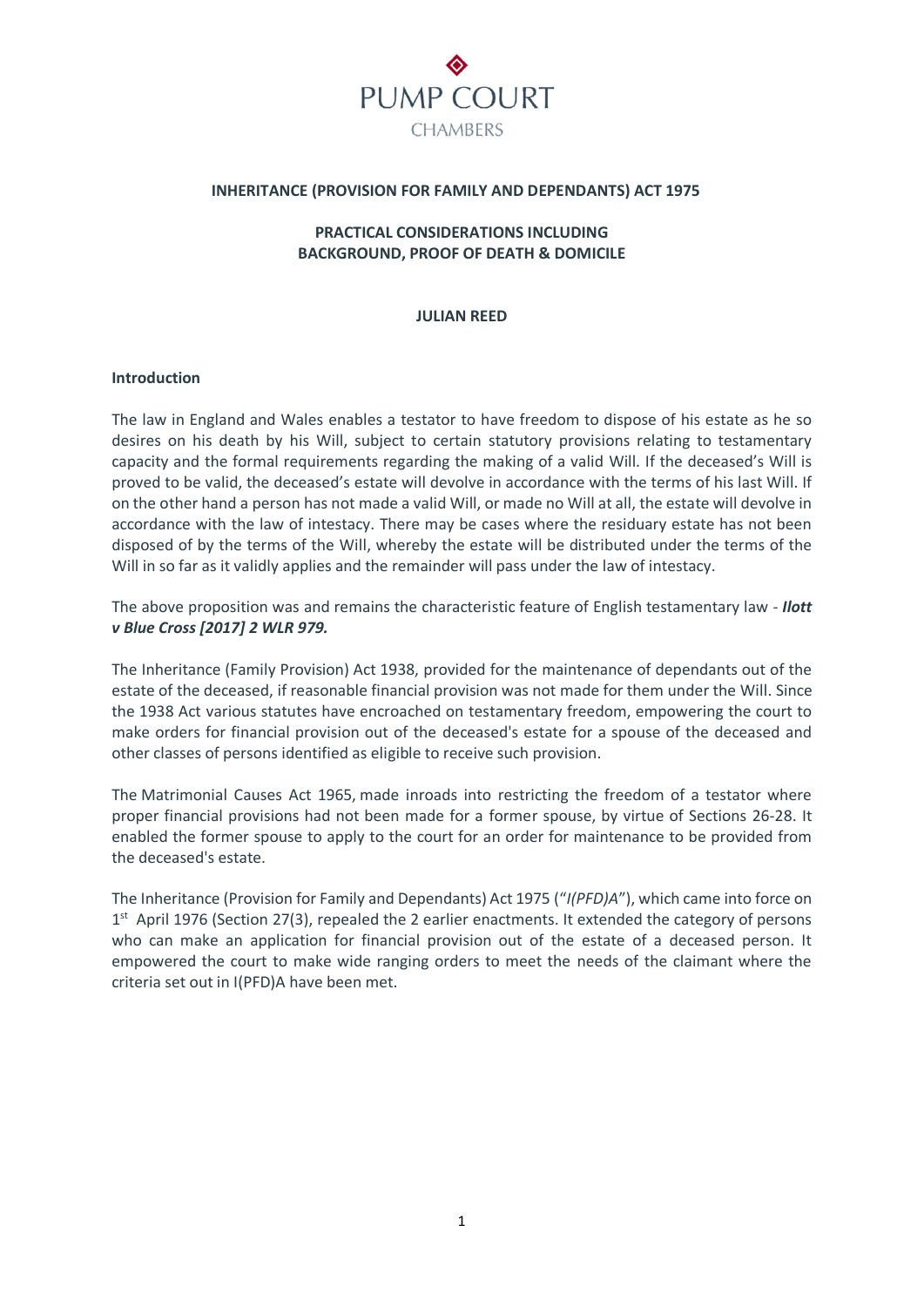PUMP COURT
CHAMBERS

**INHERITANCE (PROVISION FOR FAMILY AND DEPENDANTS) ACT 1975**

**PRACTICAL CONSIDERATIONS INCLUDING BACKGROUND, PROOF OF DEATH & DOMICILE**

**JULIAN REED**

## Introduction

The law in England and Wales enables a testator to have freedom to dispose of his estate as he so desires on his death by his Will, subject to certain statutory provisions relating to testamentary capacity and the formal requirements regarding the making of a valid Will. If the deceased's Will is proved to be valid, the deceased's estate will devolve in accordance with the terms of his last Will. If on the other hand a person has not made a valid Will, or made no Will at all, the estate will devolve in accordance with the law of intestacy. There may be cases where the residuary estate has not been disposed of by the terms of the Will, whereby the estate will be distributed under the terms of the Will in so far as it validly applies and the remainder will pass under the law of intestacy.

The above proposition was and remains the characteristic feature of English testamentary law - ***Ilott v Blue Cross [2017] 2 WLR 979.***

The Inheritance (Family Provision) Act 1938, provided for the maintenance of dependants out of the estate of the deceased, if reasonable financial provision was not made for them under the Will. Since the 1938 Act various statutes have encroached on testamentary freedom, empowering the court to make orders for financial provision out of the deceased's estate for a spouse of the deceased and other classes of persons identified as eligible to receive such provision.

The Matrimonial Causes Act 1965, made inroads into restricting the freedom of a testator where proper financial provisions had not been made for a former spouse, by virtue of Sections 26-28. It enabled the former spouse to apply to the court for an order for maintenance to be provided from the deceased's estate.

The Inheritance (Provision for Family and Dependants) Act 1975 ("*I(PFD)A*"), which came into force on 1st April 1976 (Section 27(3), repealed the 2 earlier enactments. It extended the category of persons who can make an application for financial provision out of the estate of a deceased person. It empowered the court to make wide ranging orders to meet the needs of the claimant where the criteria set out in I(PFD)A have been met.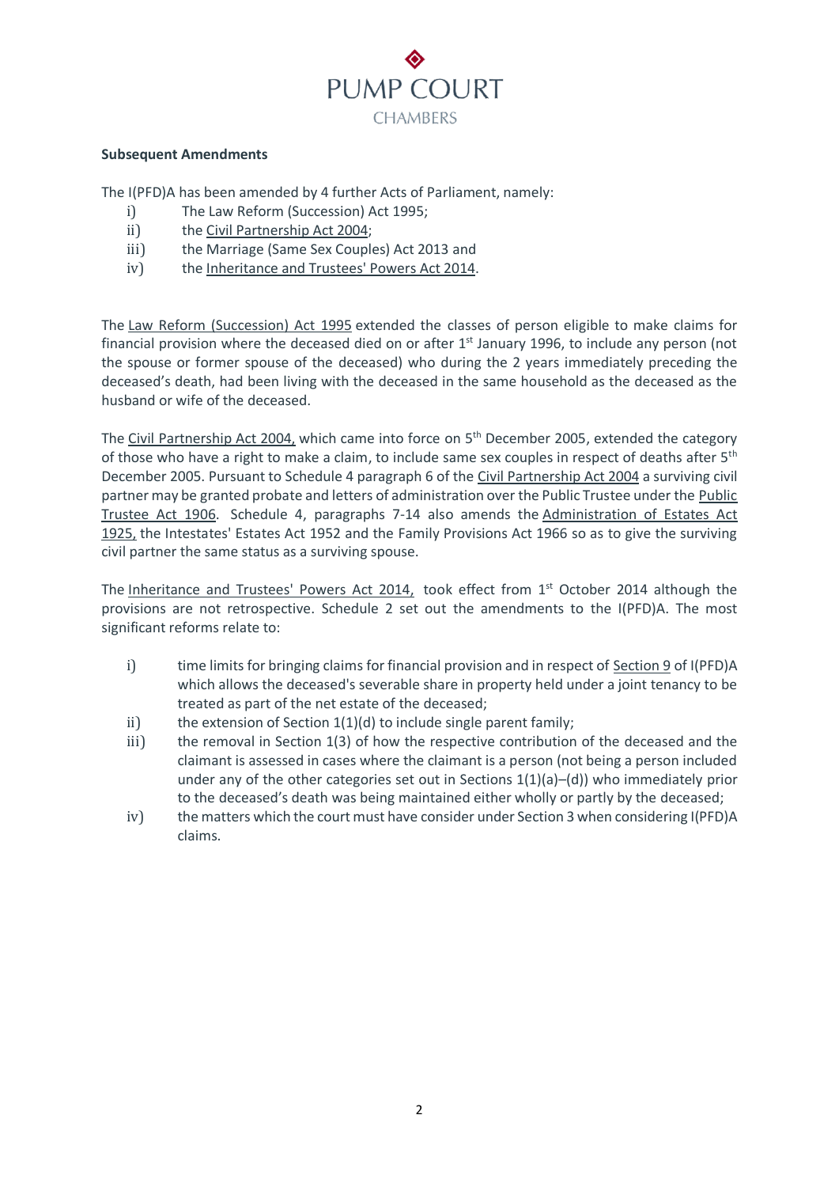**Subsequent Amendments**

The I(PFD)A has been amended by 4 further Acts of Parliament, namely:

i) The Law Reform (Succession) Act 1995;
ii) the Civil Partnership Act 2004;
iii) the Marriage (Same Sex Couples) Act 2013 and
iv) the Inheritance and Trustees' Powers Act 2014.

The Law Reform (Succession) Act 1995 extended the classes of person eligible to make claims for financial provision where the deceased died on or after 1st January 1996, to include any person (not the spouse or former spouse of the deceased) who during the 2 years immediately preceding the deceased's death, had been living with the deceased in the same household as the deceased as the husband or wife of the deceased.

The Civil Partnership Act 2004, which came into force on 5th December 2005, extended the category of those who have a right to make a claim, to include same sex couples in respect of deaths after 5th December 2005. Pursuant to Schedule 4 paragraph 6 of the Civil Partnership Act 2004 a surviving civil partner may be granted probate and letters of administration over the Public Trustee under the Public Trustee Act 1906. Schedule 4, paragraphs 7-14 also amends the Administration of Estates Act 1925, the Intestates' Estates Act 1952 and the Family Provisions Act 1966 so as to give the surviving civil partner the same status as a surviving spouse.

The Inheritance and Trustees' Powers Act 2014, took effect from 1st October 2014 although the provisions are not retrospective. Schedule 2 set out the amendments to the I(PFD)A. The most significant reforms relate to:

i) time limits for bringing claims for financial provision and in respect of Section 9 of I(PFD)A which allows the deceased's severable share in property held under a joint tenancy to be treated as part of the net estate of the deceased;
ii) the extension of Section 1(1)(d) to include single parent family;
iii) the removal in Section 1(3) of how the respective contribution of the deceased and the claimant is assessed in cases where the claimant is a person (not being a person included under any of the other categories set out in Sections 1(1)(a)–(d)) who immediately prior to the deceased's death was being maintained either wholly or partly by the deceased;
iv) the matters which the court must have consider under Section 3 when considering I(PFD)A claims.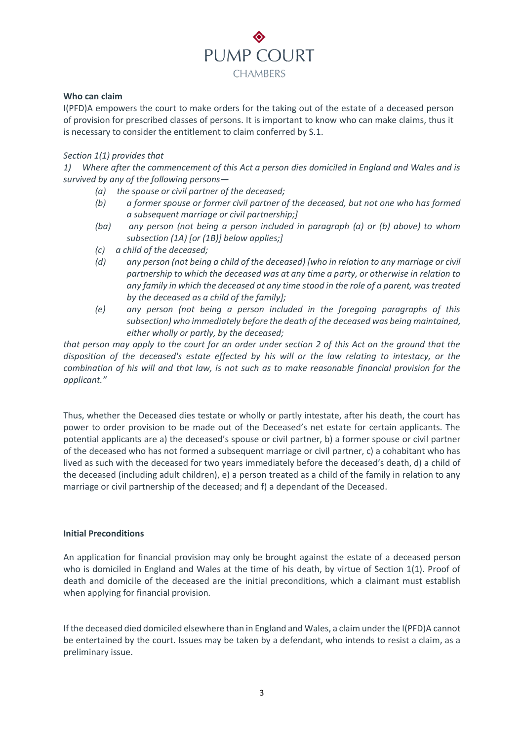**Who can claim**

I(PFD)A empowers the court to make orders for the taking out of the estate of a deceased person of provision for prescribed classes of persons. It is important to know who can make claims, thus it is necessary to consider the entitlement to claim conferred by S.1.

*Section 1(1) provides that*

*1) Where after the commencement of this Act a person dies domiciled in England and Wales and is survived by any of the following persons—*

> *(a) the spouse or civil partner of the deceased;*
>
> *(b) a former spouse or former civil partner of the deceased, but not one who has formed a subsequent marriage or civil partnership;]*
>
> *(ba) any person (not being a person included in paragraph (a) or (b) above) to whom subsection (1A) [or (1B)] below applies;]*
>
> *(c) a child of the deceased;*
>
> *(d) any person (not being a child of the deceased) [who in relation to any marriage or civil partnership to which the deceased was at any time a party, or otherwise in relation to any family in which the deceased at any time stood in the role of a parent, was treated by the deceased as a child of the family];*
>
> *(e) any person (not being a person included in the foregoing paragraphs of this subsection) who immediately before the death of the deceased was being maintained, either wholly or partly, by the deceased;*

*that person may apply to the court for an order under section 2 of this Act on the ground that the disposition of the deceased's estate effected by his will or the law relating to intestacy, or the combination of his will and that law, is not such as to make reasonable financial provision for the applicant."*

Thus, whether the Deceased dies testate or wholly or partly intestate, after his death, the court has power to order provision to be made out of the Deceased's net estate for certain applicants. The potential applicants are a) the deceased's spouse or civil partner, b) a former spouse or civil partner of the deceased who has not formed a subsequent marriage or civil partner, c) a cohabitant who has lived as such with the deceased for two years immediately before the deceased's death, d) a child of the deceased (including adult children), e) a person treated as a child of the family in relation to any marriage or civil partnership of the deceased; and f) a dependant of the Deceased.

**Initial Preconditions**

An application for financial provision may only be brought against the estate of a deceased person who is domiciled in England and Wales at the time of his death, by virtue of Section 1(1). Proof of death and domicile of the deceased are the initial preconditions, which a claimant must establish when applying for financial provision.

If the deceased died domiciled elsewhere than in England and Wales, a claim under the I(PFD)A cannot be entertained by the court. Issues may be taken by a defendant, who intends to resist a claim, as a preliminary issue.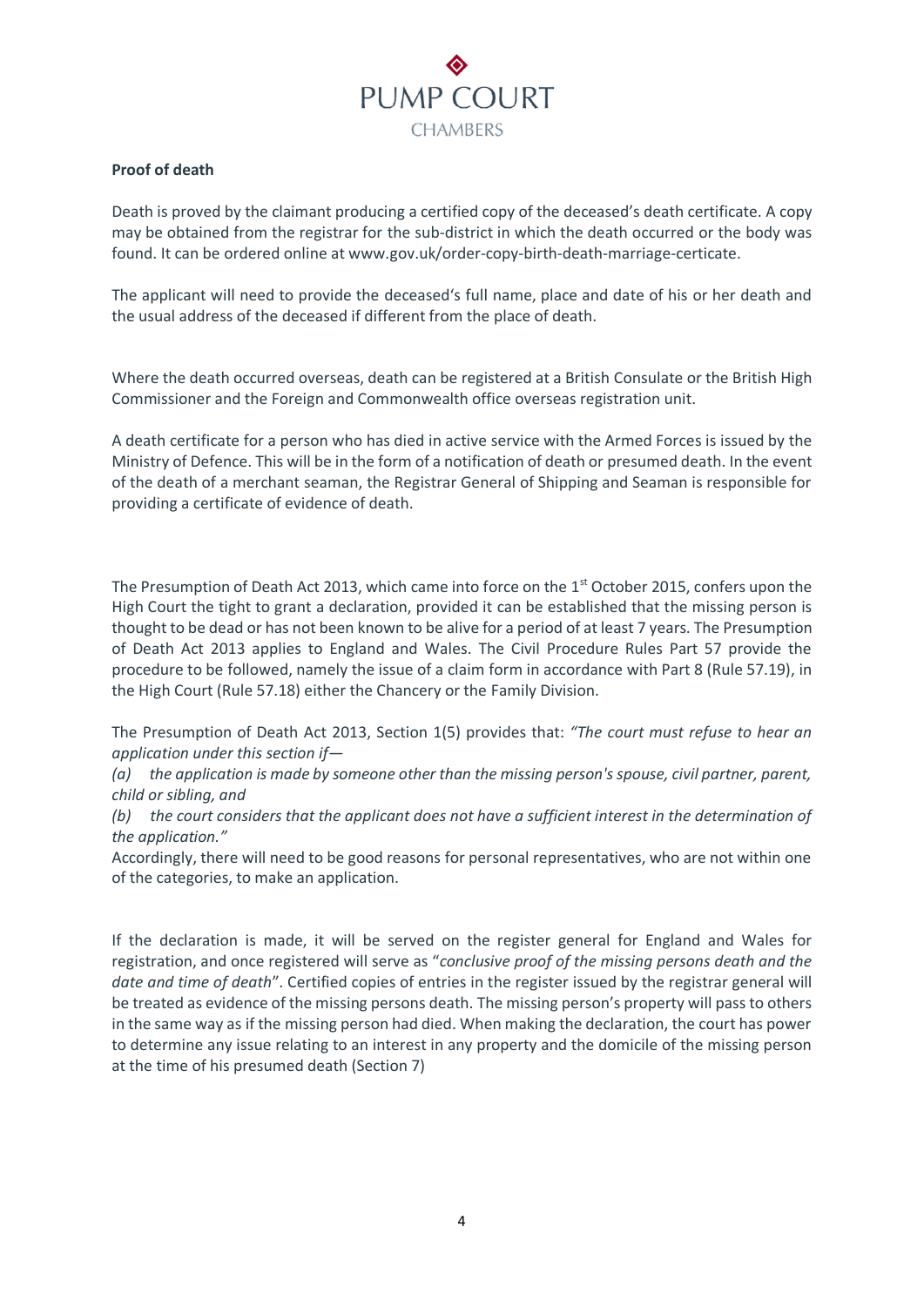**Proof of death**

Death is proved by the claimant producing a certified copy of the deceased's death certificate. A copy may be obtained from the registrar for the sub-district in which the death occurred or the body was found. It can be ordered online at www.gov.uk/order-copy-birth-death-marriage-certicate.

The applicant will need to provide the deceased's full name, place and date of his or her death and the usual address of the deceased if different from the place of death.

Where the death occurred overseas, death can be registered at a British Consulate or the British High Commissioner and the Foreign and Commonwealth office overseas registration unit.

A death certificate for a person who has died in active service with the Armed Forces is issued by the Ministry of Defence. This will be in the form of a notification of death or presumed death. In the event of the death of a merchant seaman, the Registrar General of Shipping and Seaman is responsible for providing a certificate of evidence of death.

The Presumption of Death Act 2013, which came into force on the 1st October 2015, confers upon the High Court the tight to grant a declaration, provided it can be established that the missing person is thought to be dead or has not been known to be alive for a period of at least 7 years. The Presumption of Death Act 2013 applies to England and Wales. The Civil Procedure Rules Part 57 provide the procedure to be followed, namely the issue of a claim form in accordance with Part 8 (Rule 57.19), in the High Court (Rule 57.18) either the Chancery or the Family Division.

The Presumption of Death Act 2013, Section 1(5) provides that: *"The court must refuse to hear an application under this section if—*

*(a) the application is made by someone other than the missing person's spouse, civil partner, parent, child or sibling, and*

*(b) the court considers that the applicant does not have a sufficient interest in the determination of the application."*

Accordingly, there will need to be good reasons for personal representatives, who are not within one of the categories, to make an application.

If the declaration is made, it will be served on the register general for England and Wales for registration, and once registered will serve as "*conclusive proof of the missing persons death and the date and time of death*". Certified copies of entries in the register issued by the registrar general will be treated as evidence of the missing persons death. The missing person's property will pass to others in the same way as if the missing person had died. When making the declaration, the court has power to determine any issue relating to an interest in any property and the domicile of the missing person at the time of his presumed death (Section 7)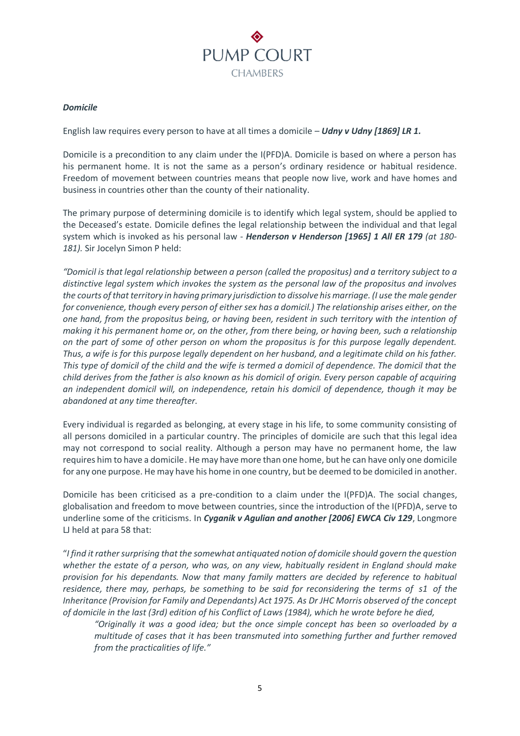***Domicile***

English law requires every person to have at all times a domicile – ***Udny v Udny [1869] LR 1.***

Domicile is a precondition to any claim under the I(PFD)A. Domicile is based on where a person has his permanent home. It is not the same as a person's ordinary residence or habitual residence. Freedom of movement between countries means that people now live, work and have homes and business in countries other than the county of their nationality.

The primary purpose of determining domicile is to identify which legal system, should be applied to the Deceased's estate. Domicile defines the legal relationship between the individual and that legal system which is invoked as his personal law - ***Henderson v Henderson [1965] 1 All ER 179*** *(at 180-181).* Sir Jocelyn Simon P held:

*"Domicil is that legal relationship between a person (called the propositus) and a territory subject to a distinctive legal system which invokes the system as the personal law of the propositus and involves the courts of that territory in having primary jurisdiction to dissolve his marriage. (I use the male gender for convenience, though every person of either sex has a domicil.) The relationship arises either, on the one hand, from the propositus being, or having been, resident in such territory with the intention of making it his permanent home or, on the other, from there being, or having been, such a relationship on the part of some of other person on whom the propositus is for this purpose legally dependent. Thus, a wife is for this purpose legally dependent on her husband, and a legitimate child on his father. This type of domicil of the child and the wife is termed a domicil of dependence. The domicil that the child derives from the father is also known as his domicil of origin. Every person capable of acquiring an independent domicil will, on independence, retain his domicil of dependence, though it may be abandoned at any time thereafter.*

Every individual is regarded as belonging, at every stage in his life, to some community consisting of all persons domiciled in a particular country. The principles of domicile are such that this legal idea may not correspond to social reality. Although a person may have no permanent home, the law requires him to have a domicile. He may have more than one home, but he can have only one domicile for any one purpose. He may have his home in one country, but be deemed to be domiciled in another.

Domicile has been criticised as a pre-condition to a claim under the I(PFD)A. The social changes, globalisation and freedom to move between countries, since the introduction of the I(PFD)A, serve to underline some of the criticisms. In ***Cyganik v Agulian and another [2006] EWCA Civ 129***, Longmore LJ held at para 58 that:

"*I find it rather surprising that the somewhat antiquated notion of domicile should govern the question whether the estate of a person, who was, on any view, habitually resident in England should make provision for his dependants. Now that many family matters are decided by reference to habitual residence, there may, perhaps, be something to be said for reconsidering the terms of s1 of the Inheritance (Provision for Family and Dependants) Act 1975. As Dr JHC Morris observed of the concept of domicile in the last (3rd) edition of his Conflict of Laws (1984), which he wrote before he died,*

> *"Originally it was a good idea; but the once simple concept has been so overloaded by a multitude of cases that it has been transmuted into something further and further removed from the practicalities of life."*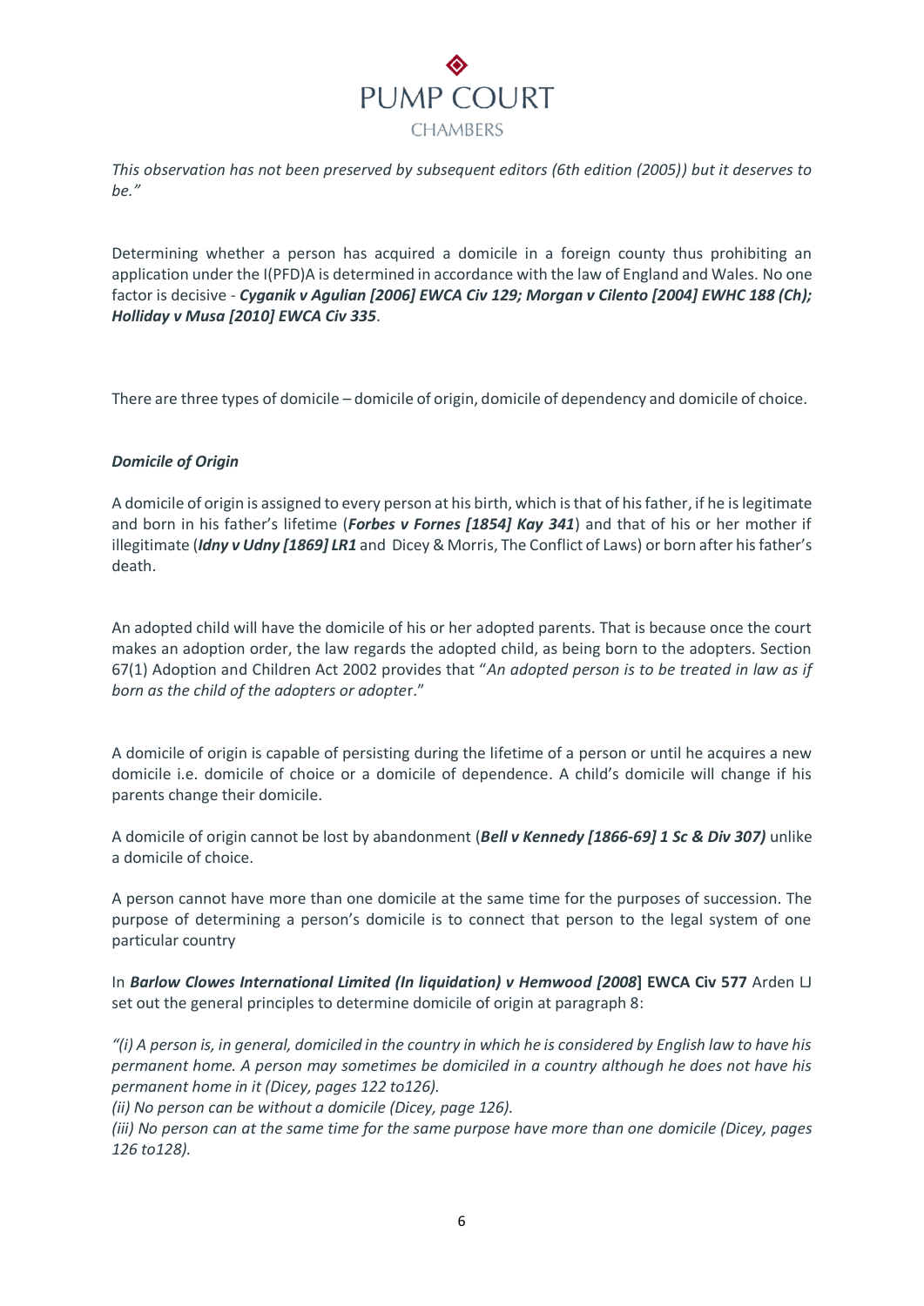*This observation has not been preserved by subsequent editors (6th edition (2005)) but it deserves to be."*

Determining whether a person has acquired a domicile in a foreign county thus prohibiting an application under the I(PFD)A is determined in accordance with the law of England and Wales. No one factor is decisive - ***Cyganik v Agulian [2006] EWCA Civ 129; Morgan v Cilento [2004] EWHC 188 (Ch); Holliday v Musa [2010] EWCA Civ 335***.

There are three types of domicile – domicile of origin, domicile of dependency and domicile of choice.

***Domicile of Origin***

A domicile of origin is assigned to every person at his birth, which is that of his father, if he is legitimate and born in his father's lifetime (***Forbes v Fornes [1854] Kay 341***) and that of his or her mother if illegitimate (***Idny v Udny [1869] LR1*** and Dicey & Morris, The Conflict of Laws) or born after his father's death.

An adopted child will have the domicile of his or her adopted parents. That is because once the court makes an adoption order, the law regards the adopted child, as being born to the adopters. Section 67(1) Adoption and Children Act 2002 provides that "*An adopted person is to be treated in law as if born as the child of the adopters or adopte*r."

A domicile of origin is capable of persisting during the lifetime of a person or until he acquires a new domicile i.e. domicile of choice or a domicile of dependence. A child's domicile will change if his parents change their domicile.

A domicile of origin cannot be lost by abandonment (***Bell v Kennedy [1866-69] 1 Sc & Div 307)*** unlike a domicile of choice.

A person cannot have more than one domicile at the same time for the purposes of succession. The purpose of determining a person's domicile is to connect that person to the legal system of one particular country

In ***Barlow Clowes International Limited (In liquidation) v Hemwood [2008*]** **EWCA Civ 577** Arden LJ set out the general principles to determine domicile of origin at paragraph 8:

*"(i) A person is, in general, domiciled in the country in which he is considered by English law to have his permanent home. A person may sometimes be domiciled in a country although he does not have his permanent home in it (Dicey, pages 122 to126).*
*(ii) No person can be without a domicile (Dicey, page 126).*
*(iii) No person can at the same time for the same purpose have more than one domicile (Dicey, pages 126 to128).*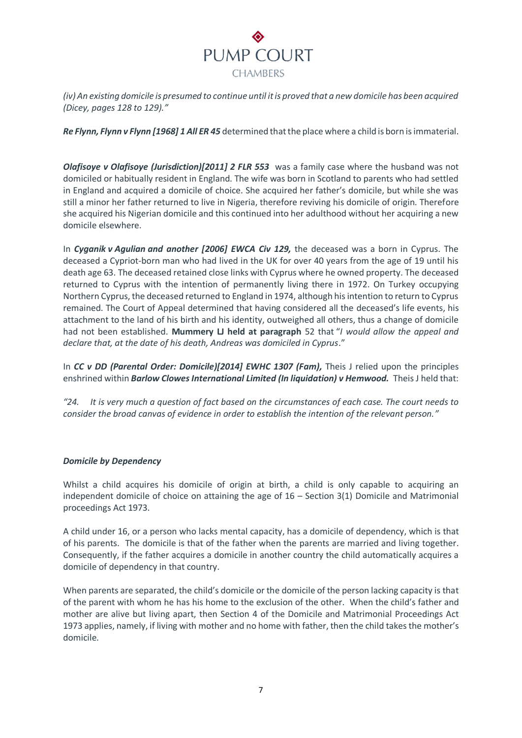*(iv) An existing domicile is presumed to continue until it is proved that a new domicile has been acquired (Dicey, pages 128 to 129)."*

***Re Flynn, Flynn v Flynn [1968] 1 All ER 45*** determined that the place where a child is born is immaterial.

***Olafisoye v Olafisoye (Jurisdiction)[2011] 2 FLR 553*** was a family case where the husband was not domiciled or habitually resident in England. The wife was born in Scotland to parents who had settled in England and acquired a domicile of choice. She acquired her father's domicile, but while she was still a minor her father returned to live in Nigeria, therefore reviving his domicile of origin. Therefore she acquired his Nigerian domicile and this continued into her adulthood without her acquiring a new domicile elsewhere.

In ***Cyganik v Agulian and another [2006] EWCA Civ 129,*** the deceased was a born in Cyprus. The deceased a Cypriot-born man who had lived in the UK for over 40 years from the age of 19 until his death age 63. The deceased retained close links with Cyprus where he owned property. The deceased returned to Cyprus with the intention of permanently living there in 1972. On Turkey occupying Northern Cyprus, the deceased returned to England in 1974, although his intention to return to Cyprus remained. The Court of Appeal determined that having considered all the deceased's life events, his attachment to the land of his birth and his identity, outweighed all others, thus a change of domicile had not been established. **Mummery LJ held at paragraph** 52 that "*I would allow the appeal and declare that, at the date of his death, Andreas was domiciled in Cyprus*."

In ***CC v DD (Parental Order: Domicile)[2014] EWHC 1307 (Fam),*** Theis J relied upon the principles enshrined within ***Barlow Clowes International Limited (In liquidation) v Hemwood.*** Theis J held that:

*"24. It is very much a question of fact based on the circumstances of each case. The court needs to consider the broad canvas of evidence in order to establish the intention of the relevant person."*

***Domicile by Dependency***

Whilst a child acquires his domicile of origin at birth, a child is only capable to acquiring an independent domicile of choice on attaining the age of 16 – Section 3(1) Domicile and Matrimonial proceedings Act 1973.

A child under 16, or a person who lacks mental capacity, has a domicile of dependency, which is that of his parents. The domicile is that of the father when the parents are married and living together. Consequently, if the father acquires a domicile in another country the child automatically acquires a domicile of dependency in that country.

When parents are separated, the child's domicile or the domicile of the person lacking capacity is that of the parent with whom he has his home to the exclusion of the other. When the child's father and mother are alive but living apart, then Section 4 of the Domicile and Matrimonial Proceedings Act 1973 applies, namely, if living with mother and no home with father, then the child takes the mother's domicile.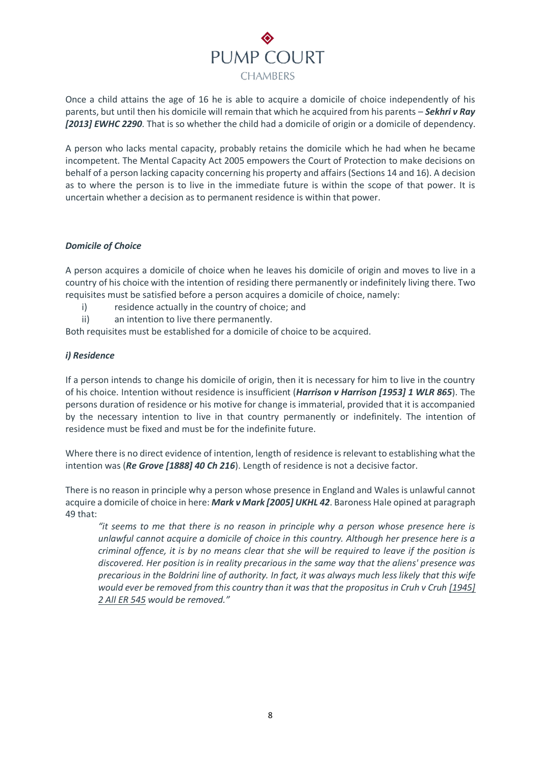Once a child attains the age of 16 he is able to acquire a domicile of choice independently of his parents, but until then his domicile will remain that which he acquired from his parents – ***Sekhri v Ray [2013] EWHC 2290***. That is so whether the child had a domicile of origin or a domicile of dependency.

A person who lacks mental capacity, probably retains the domicile which he had when he became incompetent. The Mental Capacity Act 2005 empowers the Court of Protection to make decisions on behalf of a person lacking capacity concerning his property and affairs (Sections 14 and 16). A decision as to where the person is to live in the immediate future is within the scope of that power. It is uncertain whether a decision as to permanent residence is within that power.

***Domicile of Choice***

A person acquires a domicile of choice when he leaves his domicile of origin and moves to live in a country of his choice with the intention of residing there permanently or indefinitely living there. Two requisites must be satisfied before a person acquires a domicile of choice, namely:

i) residence actually in the country of choice; and
ii) an intention to live there permanently.

Both requisites must be established for a domicile of choice to be acquired.

***i) Residence***

If a person intends to change his domicile of origin, then it is necessary for him to live in the country of his choice. Intention without residence is insufficient (***Harrison v Harrison [1953] 1 WLR 865***). The persons duration of residence or his motive for change is immaterial, provided that it is accompanied by the necessary intention to live in that country permanently or indefinitely. The intention of residence must be fixed and must be for the indefinite future.

Where there is no direct evidence of intention, length of residence is relevant to establishing what the intention was (***Re Grove [1888] 40 Ch 216***). Length of residence is not a decisive factor.

There is no reason in principle why a person whose presence in England and Wales is unlawful cannot acquire a domicile of choice in here: ***Mark v Mark [2005] UKHL 42***. Baroness Hale opined at paragraph 49 that:

> *"it seems to me that there is no reason in principle why a person whose presence here is unlawful cannot acquire a domicile of choice in this country. Although her presence here is a criminal offence, it is by no means clear that she will be required to leave if the position is discovered. Her position is in reality precarious in the same way that the aliens' presence was precarious in the Boldrini line of authority. In fact, it was always much less likely that this wife would ever be removed from this country than it was that the propositus in Cruh v Cruh [1945] 2 All ER 545 would be removed."*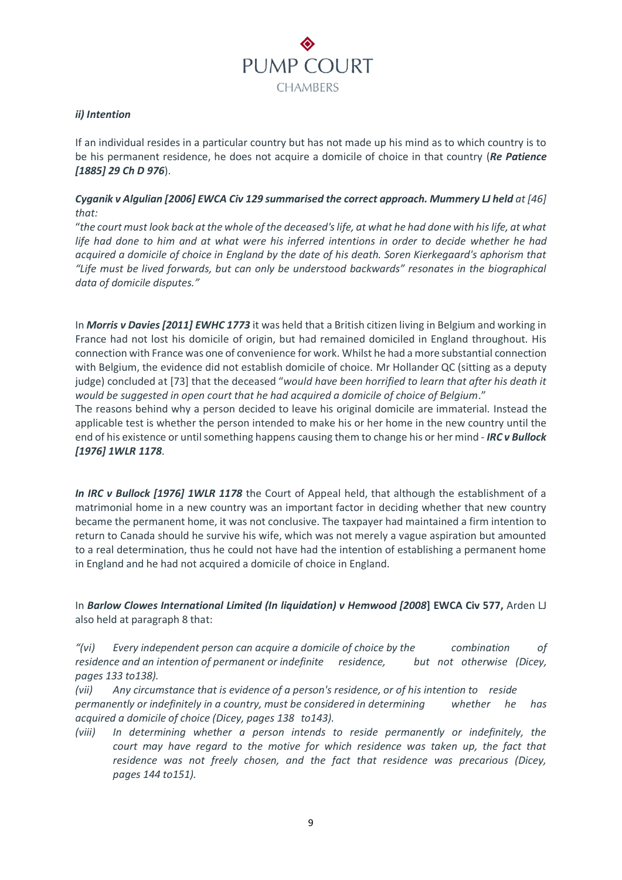***ii) Intention***

If an individual resides in a particular country but has not made up his mind as to which country is to be his permanent residence, he does not acquire a domicile of choice in that country (***Re Patience [1885] 29 Ch D 976***).

***Cyganik v Algulian [2006] EWCA Civ 129 summarised the correct approach. Mummery LJ held*** *at [46] that:*

"*the court must look back at the whole of the deceased's life, at what he had done with his life, at what life had done to him and at what were his inferred intentions in order to decide whether he had acquired a domicile of choice in England by the date of his death. Soren Kierkegaard's aphorism that "Life must be lived forwards, but can only be understood backwards" resonates in the biographical data of domicile disputes."*

In ***Morris v Davies [2011] EWHC 1773*** it was held that a British citizen living in Belgium and working in France had not lost his domicile of origin, but had remained domiciled in England throughout. His connection with France was one of convenience for work. Whilst he had a more substantial connection with Belgium, the evidence did not establish domicile of choice. Mr Hollander QC (sitting as a deputy judge) concluded at [73] that the deceased "*would have been horrified to learn that after his death it would be suggested in open court that he had acquired a domicile of choice of Belgium*."

The reasons behind why a person decided to leave his original domicile are immaterial. Instead the applicable test is whether the person intended to make his or her home in the new country until the end of his existence or until something happens causing them to change his or her mind - ***IRC v Bullock [1976] 1WLR 1178***.

***In IRC v Bullock [1976] 1WLR 1178*** the Court of Appeal held, that although the establishment of a matrimonial home in a new country was an important factor in deciding whether that new country became the permanent home, it was not conclusive. The taxpayer had maintained a firm intention to return to Canada should he survive his wife, which was not merely a vague aspiration but amounted to a real determination, thus he could not have had the intention of establishing a permanent home in England and he had not acquired a domicile of choice in England.

In ***Barlow Clowes International Limited (In liquidation) v Hemwood [2008]*** **EWCA Civ 577,** Arden LJ also held at paragraph 8 that:

*"(vi) Every independent person can acquire a domicile of choice by the combination of residence and an intention of permanent or indefinite residence, but not otherwise (Dicey, pages 133 to138).*

*(vii) Any circumstance that is evidence of a person's residence, or of his intention to reside permanently or indefinitely in a country, must be considered in determining whether he has acquired a domicile of choice (Dicey, pages 138 to143).*

*(viii) In determining whether a person intends to reside permanently or indefinitely, the court may have regard to the motive for which residence was taken up, the fact that residence was not freely chosen, and the fact that residence was precarious (Dicey, pages 144 to151).*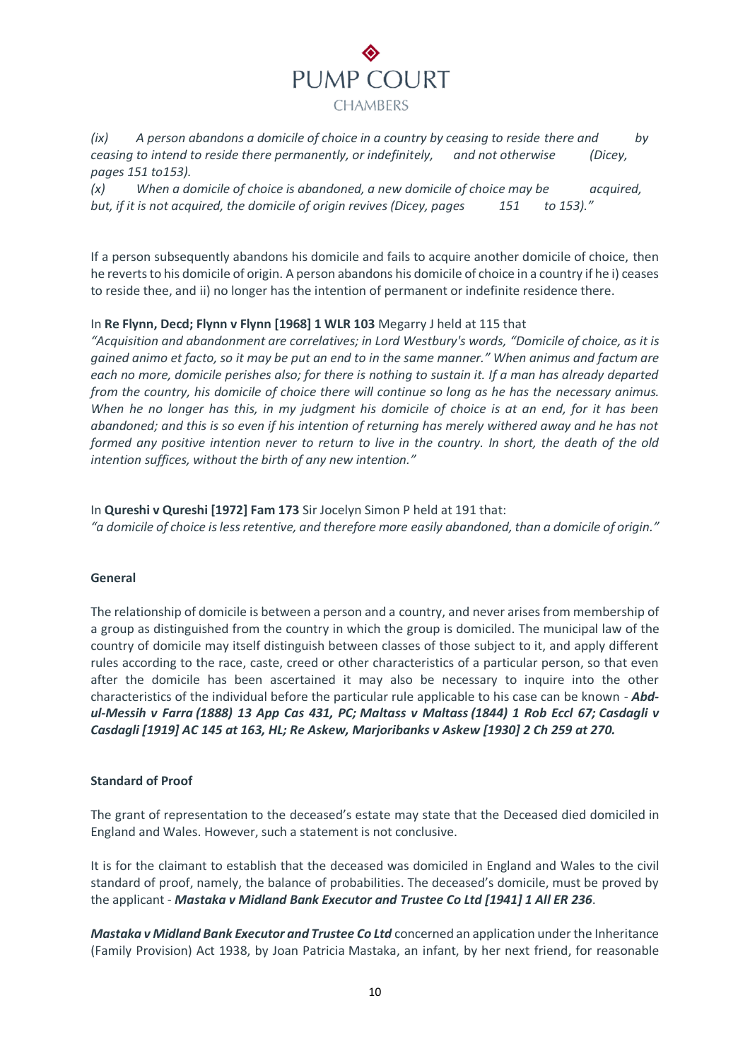*(ix) A person abandons a domicile of choice in a country by ceasing to reside there and by ceasing to intend to reside there permanently, or indefinitely, and not otherwise (Dicey, pages 151 to153).*

*(x) When a domicile of choice is abandoned, a new domicile of choice may be acquired, but, if it is not acquired, the domicile of origin revives (Dicey, pages 151 to 153)."*

If a person subsequently abandons his domicile and fails to acquire another domicile of choice, then he reverts to his domicile of origin. A person abandons his domicile of choice in a country if he i) ceases to reside thee, and ii) no longer has the intention of permanent or indefinite residence there.

In **Re Flynn, Decd; Flynn v Flynn [1968] 1 WLR 103** Megarry J held at 115 that
*"Acquisition and abandonment are correlatives; in Lord Westbury's words, "Domicile of choice, as it is gained animo et facto, so it may be put an end to in the same manner." When animus and factum are each no more, domicile perishes also; for there is nothing to sustain it. If a man has already departed from the country, his domicile of choice there will continue so long as he has the necessary animus. When he no longer has this, in my judgment his domicile of choice is at an end, for it has been abandoned; and this is so even if his intention of returning has merely withered away and he has not formed any positive intention never to return to live in the country. In short, the death of the old intention suffices, without the birth of any new intention."*

In **Qureshi v Qureshi [1972] Fam 173** Sir Jocelyn Simon P held at 191 that:
*"a domicile of choice is less retentive, and therefore more easily abandoned, than a domicile of origin."*

**General**

The relationship of domicile is between a person and a country, and never arises from membership of a group as distinguished from the country in which the group is domiciled. The municipal law of the country of domicile may itself distinguish between classes of those subject to it, and apply different rules according to the race, caste, creed or other characteristics of a particular person, so that even after the domicile has been ascertained it may also be necessary to inquire into the other characteristics of the individual before the particular rule applicable to his case can be known - ***Abd-ul-Messih v Farra (1888) 13 App Cas 431, PC; Maltass v Maltass (1844) 1 Rob Eccl 67; Casdagli v Casdagli [1919] AC 145 at 163, HL; Re Askew, Marjoribanks v Askew [1930] 2 Ch 259 at 270.***

**Standard of Proof**

The grant of representation to the deceased's estate may state that the Deceased died domiciled in England and Wales. However, such a statement is not conclusive.

It is for the claimant to establish that the deceased was domiciled in England and Wales to the civil standard of proof, namely, the balance of probabilities. The deceased's domicile, must be proved by the applicant - ***Mastaka v Midland Bank Executor and Trustee Co Ltd [1941] 1 All ER 236***.

***Mastaka v Midland Bank Executor and Trustee Co Ltd*** concerned an application under the Inheritance (Family Provision) Act 1938, by Joan Patricia Mastaka, an infant, by her next friend, for reasonable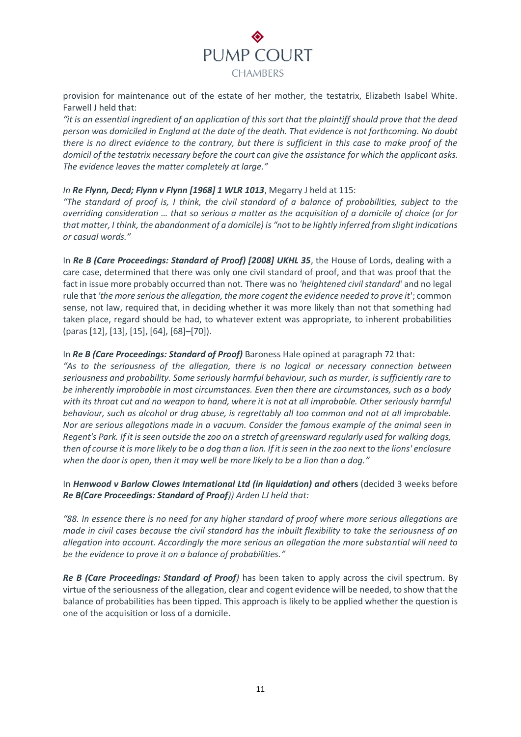provision for maintenance out of the estate of her mother, the testatrix, Elizabeth Isabel White. Farwell J held that:

*"it is an essential ingredient of an application of this sort that the plaintiff should prove that the dead person was domiciled in England at the date of the death. That evidence is not forthcoming. No doubt there is no direct evidence to the contrary, but there is sufficient in this case to make proof of the domicil of the testatrix necessary before the court can give the assistance for which the applicant asks. The evidence leaves the matter completely at large."*

*In* ***Re Flynn, Decd; Flynn v Flynn [1968] 1 WLR 1013****,* Megarry J held at 115:

*"The standard of proof is, I think, the civil standard of a balance of probabilities, subject to the overriding consideration … that so serious a matter as the acquisition of a domicile of choice (or for that matter, I think, the abandonment of a domicile) is "not to be lightly inferred from slight indications or casual words."*

In ***Re B (Care Proceedings: Standard of Proof) [2008] UKHL 35***, the House of Lords, dealing with a care case, determined that there was only one civil standard of proof, and that was proof that the fact in issue more probably occurred than not. There was no *'heightened civil standard*' and no legal rule that *'the more serious the allegation, the more cogent the evidence needed to prove it*'; common sense, not law, required that, in deciding whether it was more likely than not that something had taken place, regard should be had, to whatever extent was appropriate, to inherent probabilities (paras [12], [13], [15], [64], [68]–[70]).

In ***Re B (Care Proceedings: Standard of Proof)*** Baroness Hale opined at paragraph 72 that:

*"As to the seriousness of the allegation, there is no logical or necessary connection between seriousness and probability. Some seriously harmful behaviour, such as murder, is sufficiently rare to be inherently improbable in most circumstances. Even then there are circumstances, such as a body with its throat cut and no weapon to hand, where it is not at all improbable. Other seriously harmful behaviour, such as alcohol or drug abuse, is regrettably all too common and not at all improbable. Nor are serious allegations made in a vacuum. Consider the famous example of the animal seen in Regent's Park. If it is seen outside the zoo on a stretch of greensward regularly used for walking dogs, then of course it is more likely to be a dog than a lion. If it is seen in the zoo next to the lions' enclosure when the door is open, then it may well be more likely to be a lion than a dog."*

In ***Henwood v Barlow Clowes International Ltd (in liquidation) and o*****thers** (decided 3 weeks before ***Re B(Care Proceedings: Standard of Proof)****) Arden LJ held that:*

*"88. In essence there is no need for any higher standard of proof where more serious allegations are made in civil cases because the civil standard has the inbuilt flexibility to take the seriousness of an allegation into account. Accordingly the more serious an allegation the more substantial will need to be the evidence to prove it on a balance of probabilities."*

***Re B (Care Proceedings: Standard of Proof****)* has been taken to apply across the civil spectrum. By virtue of the seriousness of the allegation, clear and cogent evidence will be needed, to show that the balance of probabilities has been tipped. This approach is likely to be applied whether the question is one of the acquisition or loss of a domicile.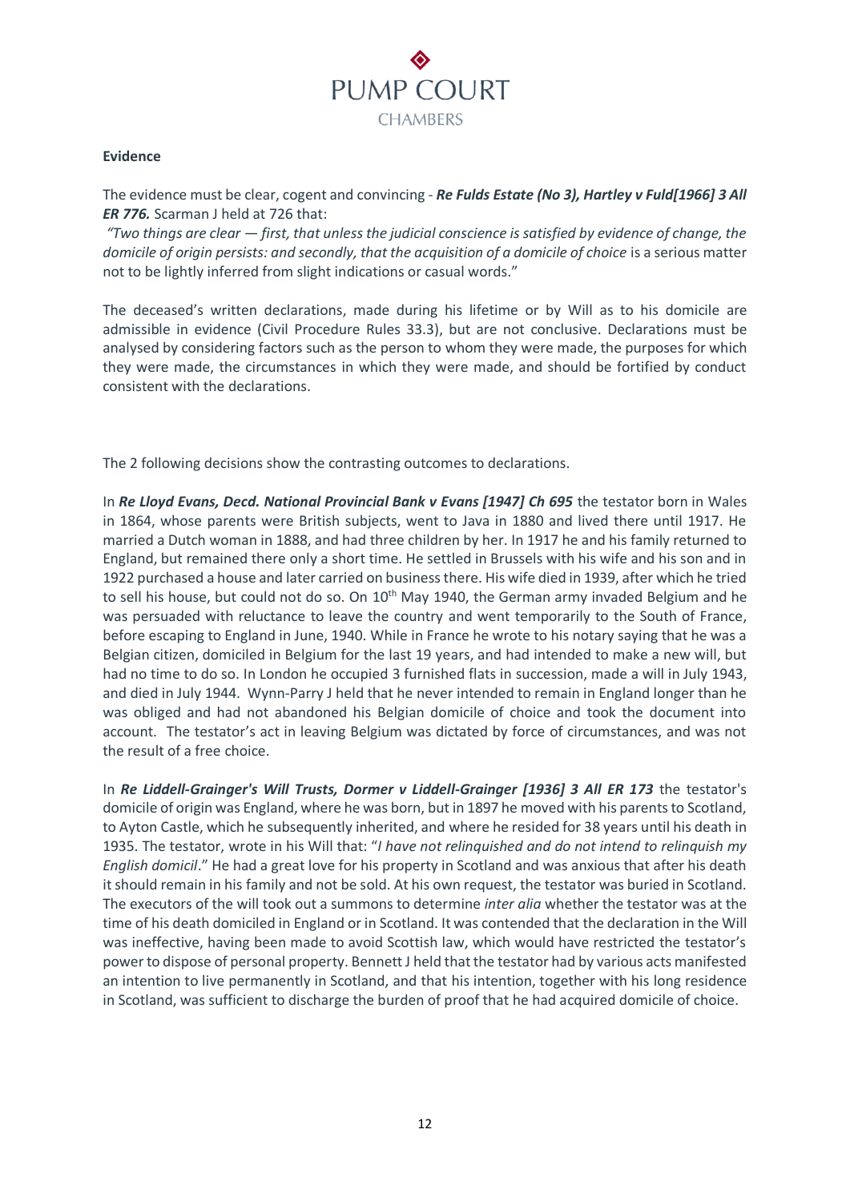**Evidence**

The evidence must be clear, cogent and convincing - ***Re Fulds Estate (No 3), Hartley v Fuld[1966] 3 All ER 776.*** Scarman J held at 726 that:

*"Two things are clear — first, that unless the judicial conscience is satisfied by evidence of change, the domicile of origin persists: and secondly, that the acquisition of a domicile of choice* is a serious matter not to be lightly inferred from slight indications or casual words."

The deceased's written declarations, made during his lifetime or by Will as to his domicile are admissible in evidence (Civil Procedure Rules 33.3), but are not conclusive. Declarations must be analysed by considering factors such as the person to whom they were made, the purposes for which they were made, the circumstances in which they were made, and should be fortified by conduct consistent with the declarations.

The 2 following decisions show the contrasting outcomes to declarations.

In ***Re Lloyd Evans, Decd. National Provincial Bank v Evans [1947] Ch 695*** the testator born in Wales in 1864, whose parents were British subjects, went to Java in 1880 and lived there until 1917. He married a Dutch woman in 1888, and had three children by her. In 1917 he and his family returned to England, but remained there only a short time. He settled in Brussels with his wife and his son and in 1922 purchased a house and later carried on business there. His wife died in 1939, after which he tried to sell his house, but could not do so. On 10th May 1940, the German army invaded Belgium and he was persuaded with reluctance to leave the country and went temporarily to the South of France, before escaping to England in June, 1940. While in France he wrote to his notary saying that he was a Belgian citizen, domiciled in Belgium for the last 19 years, and had intended to make a new will, but had no time to do so. In London he occupied 3 furnished flats in succession, made a will in July 1943, and died in July 1944. Wynn-Parry J held that he never intended to remain in England longer than he was obliged and had not abandoned his Belgian domicile of choice and took the document into account. The testator's act in leaving Belgium was dictated by force of circumstances, and was not the result of a free choice.

In ***Re Liddell-Grainger's Will Trusts, Dormer v Liddell-Grainger [1936] 3 All ER 173*** the testator's domicile of origin was England, where he was born, but in 1897 he moved with his parents to Scotland, to Ayton Castle, which he subsequently inherited, and where he resided for 38 years until his death in 1935. The testator, wrote in his Will that: "*I have not relinquished and do not intend to relinquish my English domicil*." He had a great love for his property in Scotland and was anxious that after his death it should remain in his family and not be sold. At his own request, the testator was buried in Scotland. The executors of the will took out a summons to determine *inter alia* whether the testator was at the time of his death domiciled in England or in Scotland. It was contended that the declaration in the Will was ineffective, having been made to avoid Scottish law, which would have restricted the testator's power to dispose of personal property. Bennett J held that the testator had by various acts manifested an intention to live permanently in Scotland, and that his intention, together with his long residence in Scotland, was sufficient to discharge the burden of proof that he had acquired domicile of choice.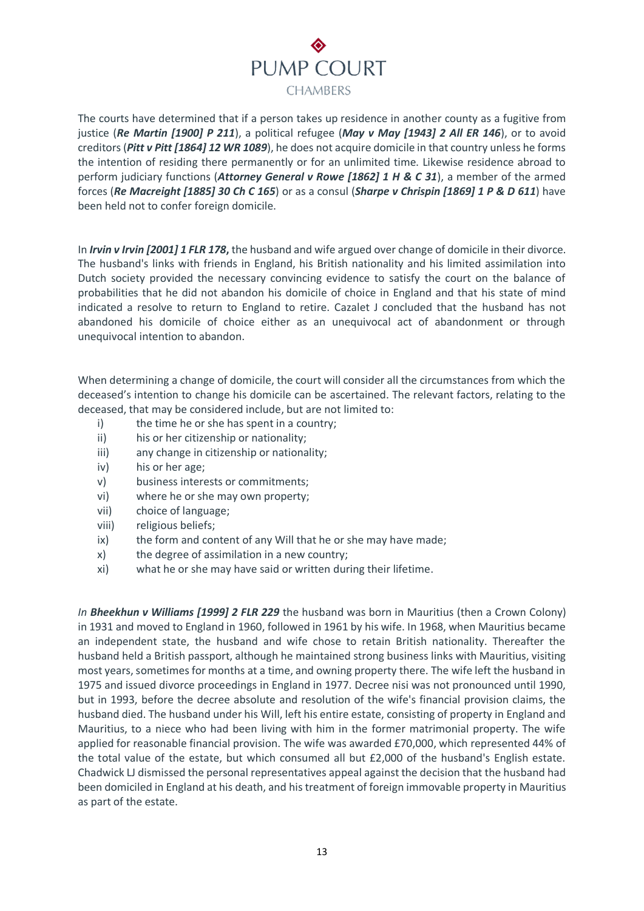The courts have determined that if a person takes up residence in another county as a fugitive from justice (***Re Martin [1900] P 211***), a political refugee (***May v May [1943] 2 All ER 146***), or to avoid creditors (***Pitt v Pitt [1864] 12 WR 1089***), he does not acquire domicile in that country unless he forms the intention of residing there permanently or for an unlimited time. Likewise residence abroad to perform judiciary functions (***Attorney General v Rowe [1862] 1 H & C 31***), a member of the armed forces (***Re Macreight [1885] 30 Ch C 165***) or as a consul (***Sharpe v Chrispin [1869] 1 P & D 611***) have been held not to confer foreign domicile.

In ***Irvin v Irvin [2001] 1 FLR 178*,** the husband and wife argued over change of domicile in their divorce. The husband's links with friends in England, his British nationality and his limited assimilation into Dutch society provided the necessary convincing evidence to satisfy the court on the balance of probabilities that he did not abandon his domicile of choice in England and that his state of mind indicated a resolve to return to England to retire. Cazalet J concluded that the husband has not abandoned his domicile of choice either as an unequivocal act of abandonment or through unequivocal intention to abandon.

When determining a change of domicile, the court will consider all the circumstances from which the deceased's intention to change his domicile can be ascertained. The relevant factors, relating to the deceased, that may be considered include, but are not limited to:

i) the time he or she has spent in a country;
ii) his or her citizenship or nationality;
iii) any change in citizenship or nationality;
iv) his or her age;
v) business interests or commitments;
vi) where he or she may own property;
vii) choice of language;
viii) religious beliefs;
ix) the form and content of any Will that he or she may have made;
x) the degree of assimilation in a new country;
xi) what he or she may have said or written during their lifetime.

*In* ***Bheekhun v Williams [1999] 2 FLR 229*** the husband was born in Mauritius (then a Crown Colony) in 1931 and moved to England in 1960, followed in 1961 by his wife. In 1968, when Mauritius became an independent state, the husband and wife chose to retain British nationality. Thereafter the husband held a British passport, although he maintained strong business links with Mauritius, visiting most years, sometimes for months at a time, and owning property there. The wife left the husband in 1975 and issued divorce proceedings in England in 1977. Decree nisi was not pronounced until 1990, but in 1993, before the decree absolute and resolution of the wife's financial provision claims, the husband died. The husband under his Will, left his entire estate, consisting of property in England and Mauritius, to a niece who had been living with him in the former matrimonial property. The wife applied for reasonable financial provision. The wife was awarded £70,000, which represented 44% of the total value of the estate, but which consumed all but £2,000 of the husband's English estate. Chadwick LJ dismissed the personal representatives appeal against the decision that the husband had been domiciled in England at his death, and his treatment of foreign immovable property in Mauritius as part of the estate.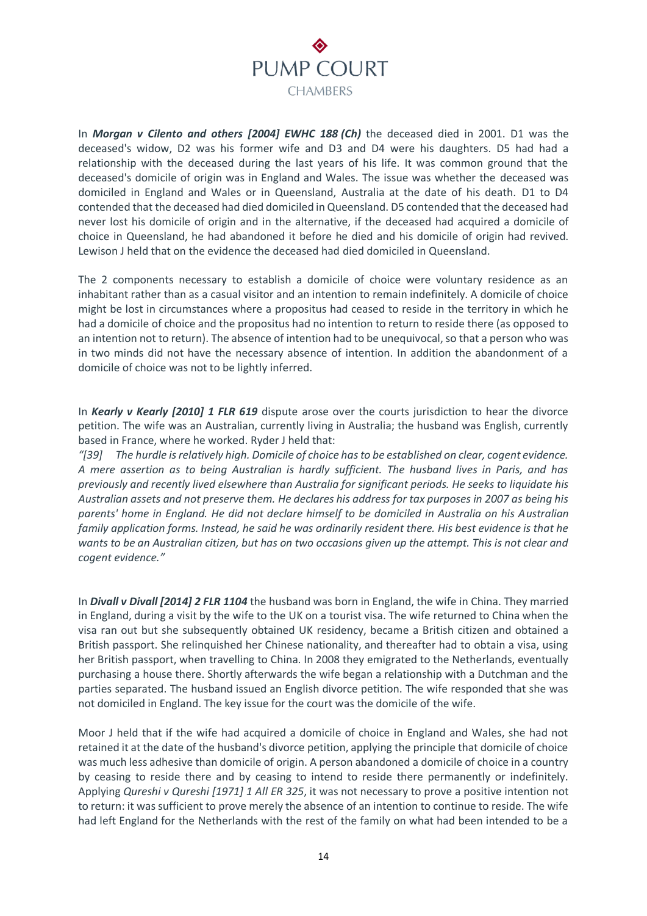In ***Morgan v Cilento and others [2004] EWHC 188 (Ch)*** the deceased died in 2001. D1 was the deceased's widow, D2 was his former wife and D3 and D4 were his daughters. D5 had had a relationship with the deceased during the last years of his life. It was common ground that the deceased's domicile of origin was in England and Wales. The issue was whether the deceased was domiciled in England and Wales or in Queensland, Australia at the date of his death. D1 to D4 contended that the deceased had died domiciled in Queensland. D5 contended that the deceased had never lost his domicile of origin and in the alternative, if the deceased had acquired a domicile of choice in Queensland, he had abandoned it before he died and his domicile of origin had revived. Lewison J held that on the evidence the deceased had died domiciled in Queensland.

The 2 components necessary to establish a domicile of choice were voluntary residence as an inhabitant rather than as a casual visitor and an intention to remain indefinitely. A domicile of choice might be lost in circumstances where a propositus had ceased to reside in the territory in which he had a domicile of choice and the propositus had no intention to return to reside there (as opposed to an intention not to return). The absence of intention had to be unequivocal, so that a person who was in two minds did not have the necessary absence of intention. In addition the abandonment of a domicile of choice was not to be lightly inferred.

In ***Kearly v Kearly [2010] 1 FLR 619*** dispute arose over the courts jurisdiction to hear the divorce petition. The wife was an Australian, currently living in Australia; the husband was English, currently based in France, where he worked. Ryder J held that:

*"[39] The hurdle is relatively high. Domicile of choice has to be established on clear, cogent evidence. A mere assertion as to being Australian is hardly sufficient. The husband lives in Paris, and has previously and recently lived elsewhere than Australia for significant periods. He seeks to liquidate his Australian assets and not preserve them. He declares his address for tax purposes in 2007 as being his parents' home in England. He did not declare himself to be domiciled in Australia on his Australian family application forms. Instead, he said he was ordinarily resident there. His best evidence is that he wants to be an Australian citizen, but has on two occasions given up the attempt. This is not clear and cogent evidence."*

In ***Divall v Divall [2014] 2 FLR 1104*** the husband was born in England, the wife in China. They married in England, during a visit by the wife to the UK on a tourist visa. The wife returned to China when the visa ran out but she subsequently obtained UK residency, became a British citizen and obtained a British passport. She relinquished her Chinese nationality, and thereafter had to obtain a visa, using her British passport, when travelling to China. In 2008 they emigrated to the Netherlands, eventually purchasing a house there. Shortly afterwards the wife began a relationship with a Dutchman and the parties separated. The husband issued an English divorce petition. The wife responded that she was not domiciled in England. The key issue for the court was the domicile of the wife.

Moor J held that if the wife had acquired a domicile of choice in England and Wales, she had not retained it at the date of the husband's divorce petition, applying the principle that domicile of choice was much less adhesive than domicile of origin. A person abandoned a domicile of choice in a country by ceasing to reside there and by ceasing to intend to reside there permanently or indefinitely. Applying *Qureshi v Qureshi [1971] 1 All ER 325*, it was not necessary to prove a positive intention not to return: it was sufficient to prove merely the absence of an intention to continue to reside. The wife had left England for the Netherlands with the rest of the family on what had been intended to be a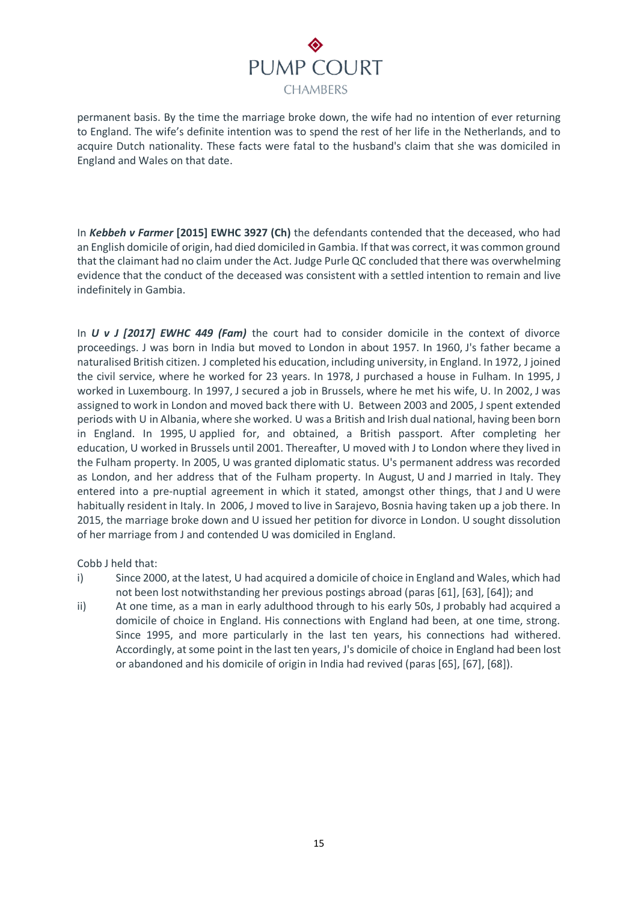permanent basis. By the time the marriage broke down, the wife had no intention of ever returning to England. The wife's definite intention was to spend the rest of her life in the Netherlands, and to acquire Dutch nationality. These facts were fatal to the husband's claim that she was domiciled in England and Wales on that date.

In ***Kebbeh v Farmer* [2015] EWHC 3927 (Ch)** the defendants contended that the deceased, who had an English domicile of origin, had died domiciled in Gambia. If that was correct, it was common ground that the claimant had no claim under the Act. Judge Purle QC concluded that there was overwhelming evidence that the conduct of the deceased was consistent with a settled intention to remain and live indefinitely in Gambia.

In ***U v J [2017] EWHC 449 (Fam)*** the court had to consider domicile in the context of divorce proceedings. J was born in India but moved to London in about 1957. In 1960, J's father became a naturalised British citizen. J completed his education, including university, in England. In 1972, J joined the civil service, where he worked for 23 years. In 1978, J purchased a house in Fulham. In 1995, J worked in Luxembourg. In 1997, J secured a job in Brussels, where he met his wife, U. In 2002, J was assigned to work in London and moved back there with U. Between 2003 and 2005, J spent extended periods with U in Albania, where she worked. U was a British and Irish dual national, having been born in England. In 1995, U applied for, and obtained, a British passport. After completing her education, U worked in Brussels until 2001. Thereafter, U moved with J to London where they lived in the Fulham property. In 2005, U was granted diplomatic status. U's permanent address was recorded as London, and her address that of the Fulham property. In August, U and J married in Italy. They entered into a pre-nuptial agreement in which it stated, amongst other things, that J and U were habitually resident in Italy. In 2006, J moved to live in Sarajevo, Bosnia having taken up a job there. In 2015, the marriage broke down and U issued her petition for divorce in London. U sought dissolution of her marriage from J and contended U was domiciled in England.

Cobb J held that:

i) Since 2000, at the latest, U had acquired a domicile of choice in England and Wales, which had not been lost notwithstanding her previous postings abroad (paras [61], [63], [64]); and

ii) At one time, as a man in early adulthood through to his early 50s, J probably had acquired a domicile of choice in England. His connections with England had been, at one time, strong. Since 1995, and more particularly in the last ten years, his connections had withered. Accordingly, at some point in the last ten years, J's domicile of choice in England had been lost or abandoned and his domicile of origin in India had revived (paras [65], [67], [68]).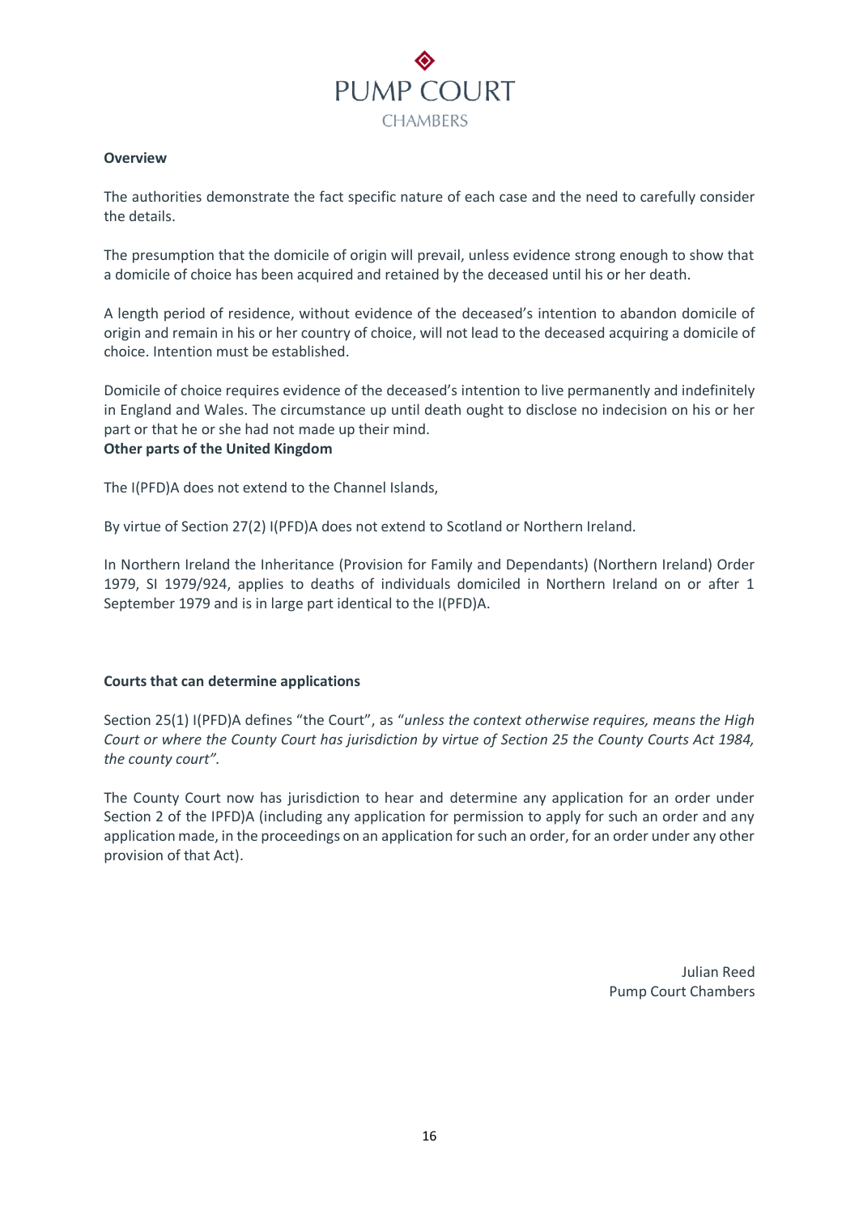**Overview**

The authorities demonstrate the fact specific nature of each case and the need to carefully consider the details.

The presumption that the domicile of origin will prevail, unless evidence strong enough to show that a domicile of choice has been acquired and retained by the deceased until his or her death.

A length period of residence, without evidence of the deceased's intention to abandon domicile of origin and remain in his or her country of choice, will not lead to the deceased acquiring a domicile of choice. Intention must be established.

Domicile of choice requires evidence of the deceased's intention to live permanently and indefinitely in England and Wales. The circumstance up until death ought to disclose no indecision on his or her part or that he or she had not made up their mind.

**Other parts of the United Kingdom**

The I(PFD)A does not extend to the Channel Islands,

By virtue of Section 27(2) I(PFD)A does not extend to Scotland or Northern Ireland.

In Northern Ireland the Inheritance (Provision for Family and Dependants) (Northern Ireland) Order 1979, SI 1979/924, applies to deaths of individuals domiciled in Northern Ireland on or after 1 September 1979 and is in large part identical to the I(PFD)A.

**Courts that can determine applications**

Section 25(1) I(PFD)A defines "the Court", as "*unless the context otherwise requires, means the High Court or where the County Court has jurisdiction by virtue of Section 25 the County Courts Act 1984, the county court".*

The County Court now has jurisdiction to hear and determine any application for an order under Section 2 of the IPFD)A (including any application for permission to apply for such an order and any application made, in the proceedings on an application for such an order, for an order under any other provision of that Act).

Julian Reed
Pump Court Chambers